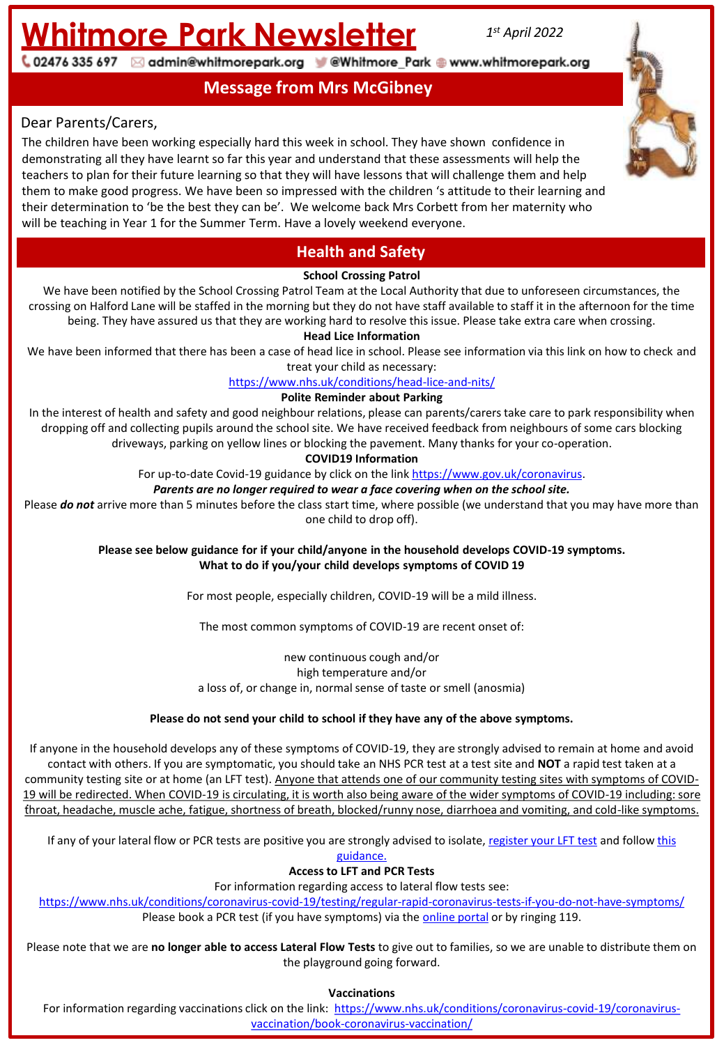# Whitmore Park Newsletter

*1st April 2022*

02476 335 697 admin@whitmorepark.org @Whitmore_Park www.whitmorepark.org

## Message from Mrs McGibney

Dear Parents/Carers,

The children have been working especially hard this week in school. They have shown confidence in demonstrating all they have learnt so far this year and understand that these assessments will help the teachers to plan for their future learning so that they will have lessons that will challenge them and help them to make good progress. We have been so impressed with the children 's attitude to their learning and their determination to 'be the best they can be'. We welcome back Mrs Corbett from her maternity who will be teaching in Year 1 for the Summer Term. Have a lovely weekend everyone.

## Health and Safety

**School Crossing Patrol**

We have been notified by the School Crossing Patrol Team at the Local Authority that due to unforeseen circumstances, the crossing on Halford Lane will be staffed in the morning but they do not have staff available to staff it in the afternoon for the time being. They have assured us that they are working hard to resolve this issue. Please take extra care when crossing.

**Head Lice Information**

We have been informed that there has been a case of head lice in school. Please see information via this link on how to check and treat your child as necessary:

https://www.nhs.uk/conditions/head-lice-and-nits/

**Polite Reminder about Parking**

In the interest of health and safety and good neighbour relations, please can parents/carers take care to park responsibility when dropping off and collecting pupils around the school site. We have received feedback from neighbours of some cars blocking driveways, parking on yellow lines or blocking the pavement. Many thanks for your co-operation.

**COVID19 Information**

For up-to-date Covid-19 guidance by click on the link https://www.gov.uk/coronavirus.

***Parents are no longer required to wear a face covering when on the school site.***

Please ***do not*** arrive more than 5 minutes before the class start time, where possible (we understand that you may have more than one child to drop off).

**Please see below guidance for if your child/anyone in the household develops COVID-19 symptoms.**
**What to do if you/your child develops symptoms of COVID 19**

For most people, especially children, COVID-19 will be a mild illness.

The most common symptoms of COVID-19 are recent onset of:

new continuous cough and/or
high temperature and/or
a loss of, or change in, normal sense of taste or smell (anosmia)

**Please do not send your child to school if they have any of the above symptoms.**

If anyone in the household develops any of these symptoms of COVID-19, they are strongly advised to remain at home and avoid contact with others. If you are symptomatic, you should take an NHS PCR test at a test site and **NOT** a rapid test taken at a community testing site or at home (an LFT test). Anyone that attends one of our community testing sites with symptoms of COVID-19 will be redirected. When COVID-19 is circulating, it is worth also being aware of the wider symptoms of COVID-19 including: sore throat, headache, muscle ache, fatigue, shortness of breath, blocked/runny nose, diarrhoea and vomiting, and cold-like symptoms.

If any of your lateral flow or PCR tests are positive you are strongly advised to isolate, register your LFT test and follow this guidance.

**Access to LFT and PCR Tests**

For information regarding access to lateral flow tests see:

https://www.nhs.uk/conditions/coronavirus-covid-19/testing/regular-rapid-coronavirus-tests-if-you-do-not-have-symptoms/

Please book a PCR test (if you have symptoms) via the online portal or by ringing 119.

Please note that we are **no longer able to access Lateral Flow Tests** to give out to families, so we are unable to distribute them on the playground going forward.

**Vaccinations**

For information regarding vaccinations click on the link: https://www.nhs.uk/conditions/coronavirus-covid-19/coronavirus-vaccination/book-coronavirus-vaccination/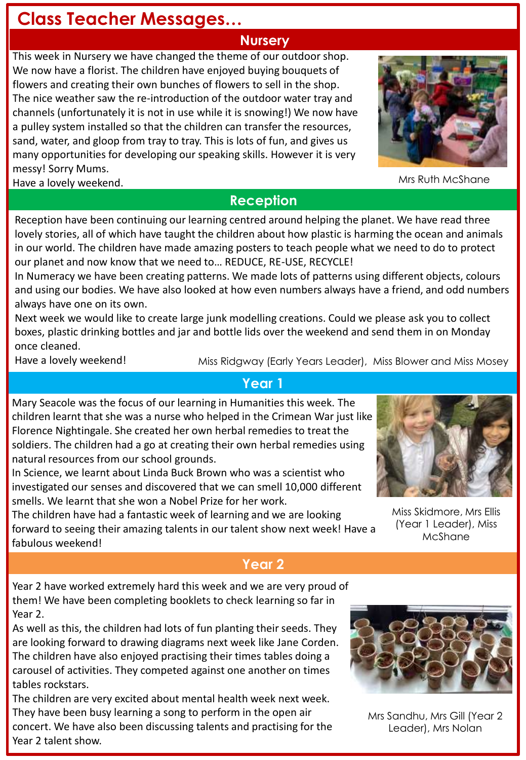# Class Teacher Messages…

## Nursery

This week in Nursery we have changed the theme of our outdoor shop. We now have a florist. The children have enjoyed buying bouquets of flowers and creating their own bunches of flowers to sell in the shop. The nice weather saw the re-introduction of the outdoor water tray and channels (unfortunately it is not in use while it is snowing!) We now have a pulley system installed so that the children can transfer the resources, sand, water, and gloop from tray to tray. This is lots of fun, and gives us many opportunities for developing our speaking skills. However it is very messy! Sorry Mums.

Have a lovely weekend.

Mrs Ruth McShane

## Reception

Reception have been continuing our learning centred around helping the planet. We have read three lovely stories, all of which have taught the children about how plastic is harming the ocean and animals in our world. The children have made amazing posters to teach people what we need to do to protect our planet and now know that we need to… REDUCE, RE-USE, RECYCLE!

In Numeracy we have been creating patterns. We made lots of patterns using different objects, colours and using our bodies. We have also looked at how even numbers always have a friend, and odd numbers always have one on its own.

Next week we would like to create large junk modelling creations. Could we please ask you to collect boxes, plastic drinking bottles and jar and bottle lids over the weekend and send them in on Monday once cleaned.

Have a lovely weekend!

Miss Ridgway (Early Years Leader), Miss Blower and Miss Mosey

## Year 1

Mary Seacole was the focus of our learning in Humanities this week. The children learnt that she was a nurse who helped in the Crimean War just like Florence Nightingale. She created her own herbal remedies to treat the soldiers. The children had a go at creating their own herbal remedies using natural resources from our school grounds.

In Science, we learnt about Linda Buck Brown who was a scientist who investigated our senses and discovered that we can smell 10,000 different smells. We learnt that she won a Nobel Prize for her work.

The children have had a fantastic week of learning and we are looking forward to seeing their amazing talents in our talent show next week! Have a fabulous weekend!

Miss Skidmore, Mrs Ellis (Year 1 Leader), Miss McShane

## Year 2

Year 2 have worked extremely hard this week and we are very proud of them! We have been completing booklets to check learning so far in Year 2.

As well as this, the children had lots of fun planting their seeds. They are looking forward to drawing diagrams next week like Jane Corden. The children have also enjoyed practising their times tables doing a carousel of activities. They competed against one another on times tables rockstars.

The children are very excited about mental health week next week. They have been busy learning a song to perform in the open air concert. We have also been discussing talents and practising for the Year 2 talent show.

Mrs Sandhu, Mrs Gill (Year 2 Leader), Mrs Nolan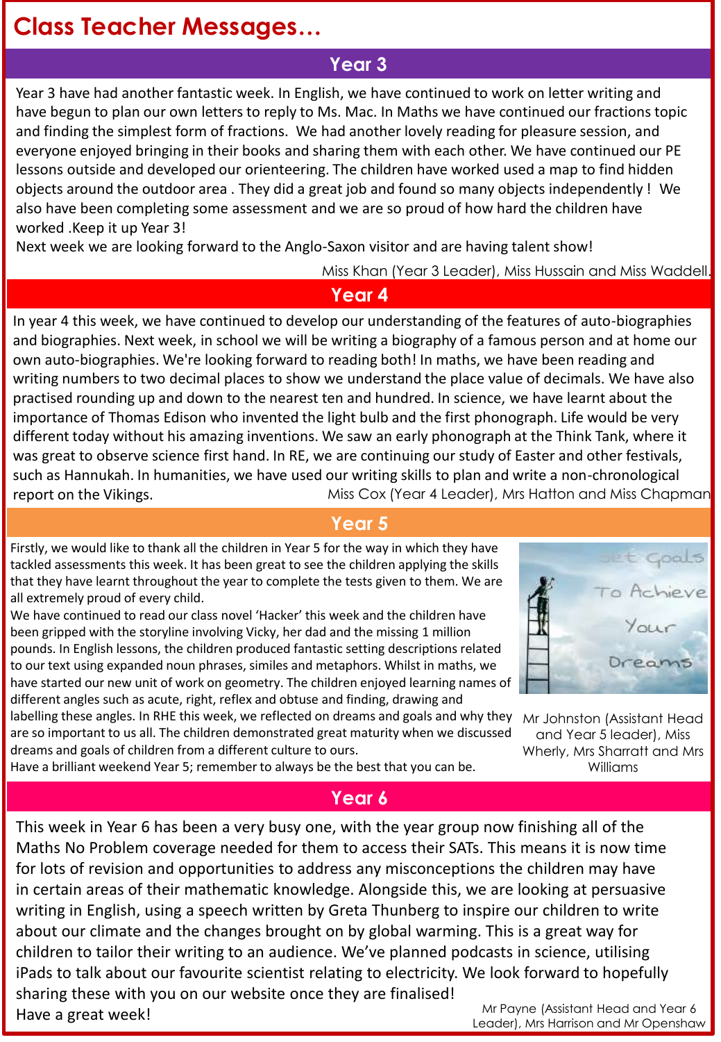# Class Teacher Messages…

## Year 3

Year 3 have had another fantastic week. In English, we have continued to work on letter writing and have begun to plan our own letters to reply to Ms. Mac. In Maths we have continued our fractions topic and finding the simplest form of fractions. We had another lovely reading for pleasure session, and everyone enjoyed bringing in their books and sharing them with each other. We have continued our PE lessons outside and developed our orienteering. The children have worked used a map to find hidden objects around the outdoor area . They did a great job and found so many objects independently ! We also have been completing some assessment and we are so proud of how hard the children have worked .Keep it up Year 3!

Next week we are looking forward to the Anglo-Saxon visitor and are having talent show!

Miss Khan (Year 3 Leader), Miss Hussain and Miss Waddell.

## Year 4

In year 4 this week, we have continued to develop our understanding of the features of auto-biographies and biographies. Next week, in school we will be writing a biography of a famous person and at home our own auto-biographies. We're looking forward to reading both! In maths, we have been reading and writing numbers to two decimal places to show we understand the place value of decimals. We have also practised rounding up and down to the nearest ten and hundred. In science, we have learnt about the importance of Thomas Edison who invented the light bulb and the first phonograph. Life would be very different today without his amazing inventions. We saw an early phonograph at the Think Tank, where it was great to observe science first hand. In RE, we are continuing our study of Easter and other festivals, such as Hannukah. In humanities, we have used our writing skills to plan and write a non-chronological report on the Vikings.

Miss Cox (Year 4 Leader), Mrs Hatton and Miss Chapman

## Year 5

Firstly, we would like to thank all the children in Year 5 for the way in which they have tackled assessments this week. It has been great to see the children applying the skills that they have learnt throughout the year to complete the tests given to them. We are all extremely proud of every child.

We have continued to read our class novel 'Hacker' this week and the children have been gripped with the storyline involving Vicky, her dad and the missing 1 million pounds. In English lessons, the children produced fantastic setting descriptions related to our text using expanded noun phrases, similes and metaphors. Whilst in maths, we have started our new unit of work on geometry. The children enjoyed learning names of different angles such as acute, right, reflex and obtuse and finding, drawing and labelling these angles. In RHE this week, we reflected on dreams and goals and why they are so important to us all. The children demonstrated great maturity when we discussed dreams and goals of children from a different culture to ours.

Have a brilliant weekend Year 5; remember to always be the best that you can be.

Mr Johnston (Assistant Head and Year 5 leader), Miss Wherly, Mrs Sharratt and Mrs Williams

## Year 6

This week in Year 6 has been a very busy one, with the year group now finishing all of the Maths No Problem coverage needed for them to access their SATs. This means it is now time for lots of revision and opportunities to address any misconceptions the children may have in certain areas of their mathematic knowledge. Alongside this, we are looking at persuasive writing in English, using a speech written by Greta Thunberg to inspire our children to write about our climate and the changes brought on by global warming. This is a great way for children to tailor their writing to an audience. We've planned podcasts in science, utilising iPads to talk about our favourite scientist relating to electricity. We look forward to hopefully sharing these with you on our website once they are finalised!

Have a great week!

Mr Payne (Assistant Head and Year 6 Leader), Mrs Harrison and Mr Openshaw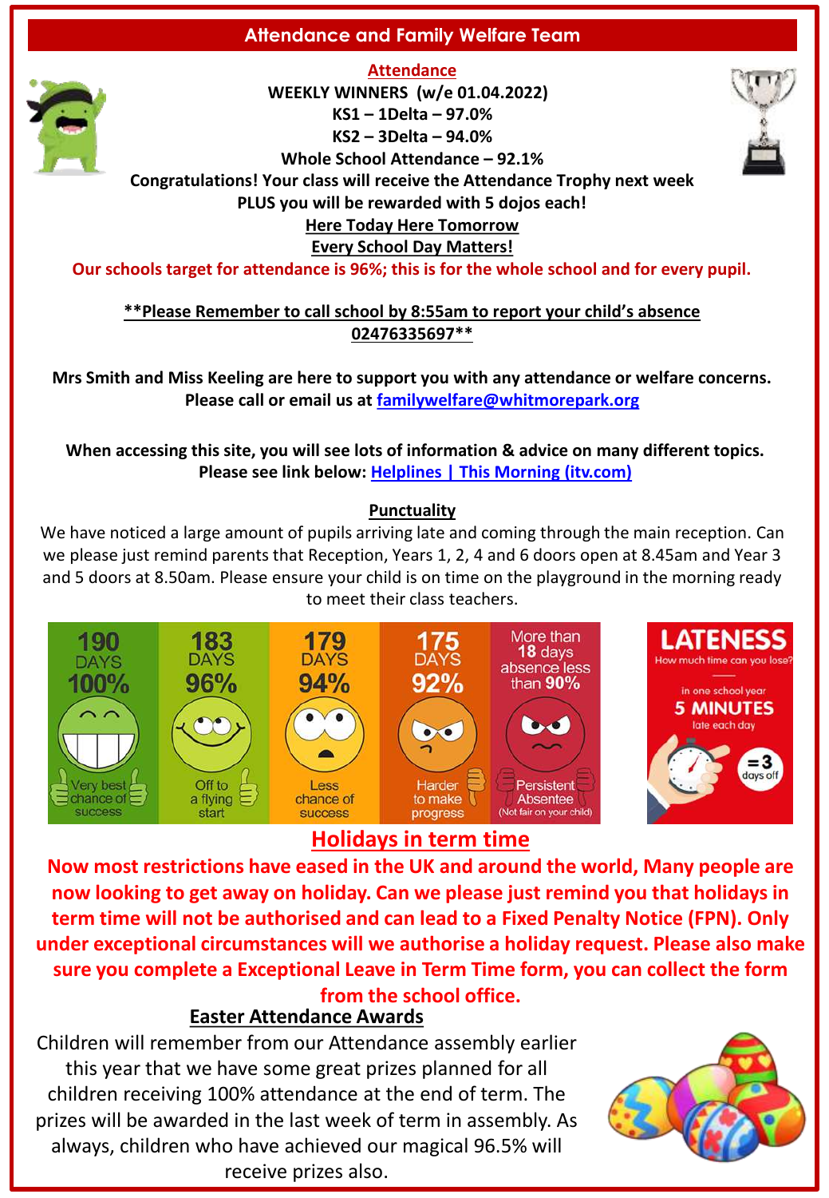## Attendance and Family Welfare Team

**Attendance**

**WEEKLY WINNERS (w/e 01.04.2022)**

**KS1 – 1Delta – 97.0%**

**KS2 – 3Delta – 94.0%**

**Whole School Attendance – 92.1%**

**Congratulations! Your class will receive the Attendance Trophy next week PLUS you will be rewarded with 5 dojos each!**

**Here Today Here Tomorrow**

**Every School Day Matters!**

**Our schools target for attendance is 96%; this is for the whole school and for every pupil.**

****Please Remember to call school by 8:55am to report your child's absence 02476335697****

**Mrs Smith and Miss Keeling are here to support you with any attendance or welfare concerns. Please call or email us at familywelfare@whitmorepark.org**

**When accessing this site, you will see lots of information & advice on many different topics. Please see link below: Helplines | This Morning (itv.com)**

**Punctuality**

We have noticed a large amount of pupils arriving late and coming through the main reception. Can we please just remind parents that Reception, Years 1, 2, 4 and 6 doors open at 8.45am and Year 3 and 5 doors at 8.50am. Please ensure your child is on time on the playground in the morning ready to meet their class teachers.

| 190 DAYS 100% | 183 DAYS 96% | 179 DAYS 94% | 175 DAYS 92% | More than 18 days absence less than 90% |
|---|---|---|---|---|
| Very best chance of success | Off to a flying start | Less chance of success | Harder to make progress | Persistent Absentee (Not fair on your child) |

**LATENESS**
How much time can you lose?
in one school year
**5 MINUTES**
late each day
= 3 days off

## Holidays in term time

**Now most restrictions have eased in the UK and around the world, Many people are now looking to get away on holiday. Can we please just remind you that holidays in term time will not be authorised and can lead to a Fixed Penalty Notice (FPN). Only under exceptional circumstances will we authorise a holiday request. Please also make sure you complete a Exceptional Leave in Term Time form, you can collect the form from the school office.**

**Easter Attendance Awards**

Children will remember from our Attendance assembly earlier this year that we have some great prizes planned for all children receiving 100% attendance at the end of term. The prizes will be awarded in the last week of term in assembly. As always, children who have achieved our magical 96.5% will receive prizes also.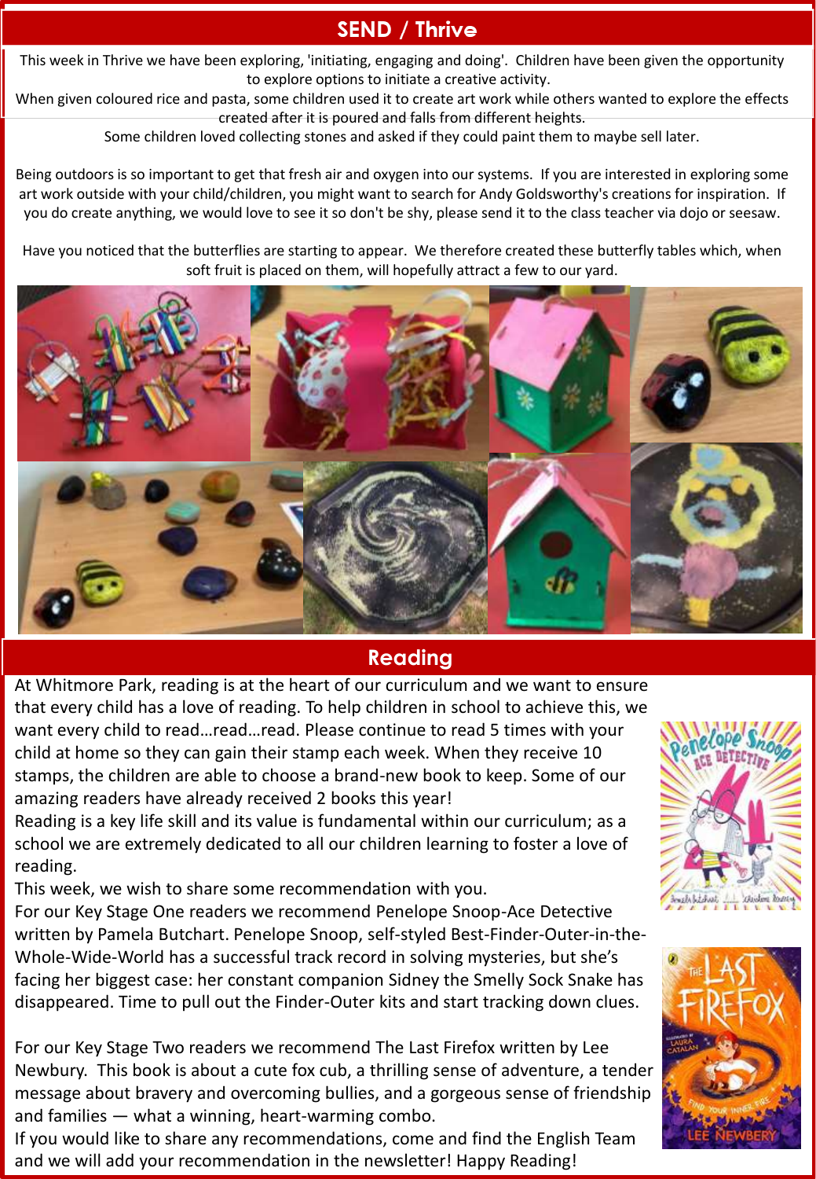## SEND / Thrive

This week in Thrive we have been exploring, 'initiating, engaging and doing'. Children have been given the opportunity to explore options to initiate a creative activity.
When given coloured rice and pasta, some children used it to create art work while others wanted to explore the effects created after it is poured and falls from different heights.
Some children loved collecting stones and asked if they could paint them to maybe sell later.

Being outdoors is so important to get that fresh air and oxygen into our systems. If you are interested in exploring some art work outside with your child/children, you might want to search for Andy Goldsworthy's creations for inspiration. If you do create anything, we would love to see it so don't be shy, please send it to the class teacher via dojo or seesaw.

Have you noticed that the butterflies are starting to appear. We therefore created these butterfly tables which, when soft fruit is placed on them, will hopefully attract a few to our yard.

## Reading

At Whitmore Park, reading is at the heart of our curriculum and we want to ensure that every child has a love of reading. To help children in school to achieve this, we want every child to read…read…read. Please continue to read 5 times with your child at home so they can gain their stamp each week. When they receive 10 stamps, the children are able to choose a brand-new book to keep. Some of our amazing readers have already received 2 books this year!
Reading is a key life skill and its value is fundamental within our curriculum; as a school we are extremely dedicated to all our children learning to foster a love of reading.
This week, we wish to share some recommendation with you.
For our Key Stage One readers we recommend Penelope Snoop-Ace Detective written by Pamela Butchart. Penelope Snoop, self-styled Best-Finder-Outer-in-the-Whole-Wide-World has a successful track record in solving mysteries, but she's facing her biggest case: her constant companion Sidney the Smelly Sock Snake has disappeared. Time to pull out the Finder-Outer kits and start tracking down clues.

For our Key Stage Two readers we recommend The Last Firefox written by Lee Newbury. This book is about a cute fox cub, a thrilling sense of adventure, a tender message about bravery and overcoming bullies, and a gorgeous sense of friendship and families — what a winning, heart-warming combo.
If you would like to share any recommendations, come and find the English Team and we will add your recommendation in the newsletter! Happy Reading!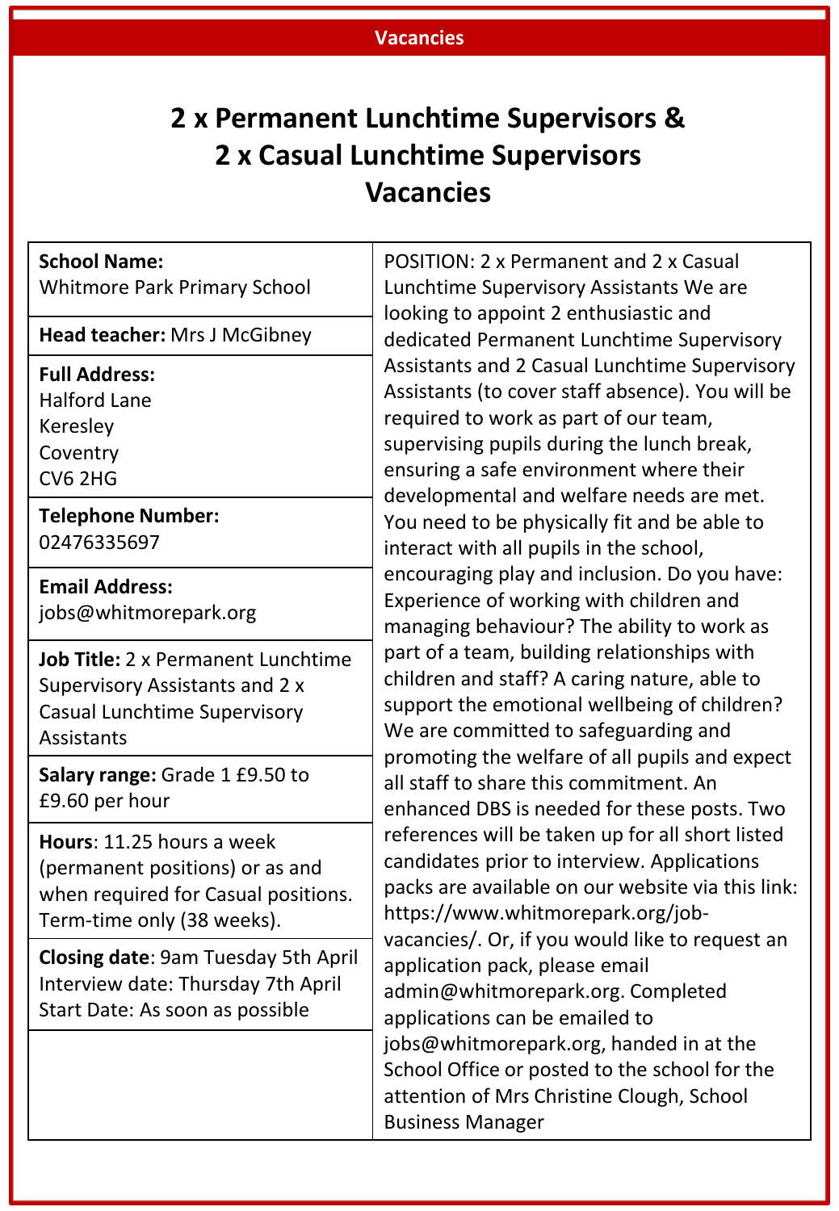**Vacancies**

# 2 x Permanent Lunchtime Supervisors & 2 x Casual Lunchtime Supervisors Vacancies

**School Name:**
Whitmore Park Primary School

**Head teacher:** Mrs J McGibney

**Full Address:**
Halford Lane
Keresley
Coventry
CV6 2HG

**Telephone Number:**
02476335697

**Email Address:**
jobs@whitmorepark.org

**Job Title:** 2 x Permanent Lunchtime Supervisory Assistants and 2 x Casual Lunchtime Supervisory Assistants

**Salary range:** Grade 1 £9.50 to £9.60 per hour

**Hours**: 11.25 hours a week (permanent positions) or as and when required for Casual positions. Term-time only (38 weeks).

**Closing date**: 9am Tuesday 5th April
Interview date: Thursday 7th April
Start Date: As soon as possible

POSITION: 2 x Permanent and 2 x Casual Lunchtime Supervisory Assistants We are looking to appoint 2 enthusiastic and dedicated Permanent Lunchtime Supervisory Assistants and 2 Casual Lunchtime Supervisory Assistants (to cover staff absence). You will be required to work as part of our team, supervising pupils during the lunch break, ensuring a safe environment where their developmental and welfare needs are met. You need to be physically fit and be able to interact with all pupils in the school, encouraging play and inclusion. Do you have: Experience of working with children and managing behaviour? The ability to work as part of a team, building relationships with children and staff? A caring nature, able to support the emotional wellbeing of children? We are committed to safeguarding and promoting the welfare of all pupils and expect all staff to share this commitment. An enhanced DBS is needed for these posts. Two references will be taken up for all short listed candidates prior to interview. Applications packs are available on our website via this link: https://www.whitmorepark.org/job-vacancies/. Or, if you would like to request an application pack, please email admin@whitmorepark.org. Completed applications can be emailed to jobs@whitmorepark.org, handed in at the School Office or posted to the school for the attention of Mrs Christine Clough, School Business Manager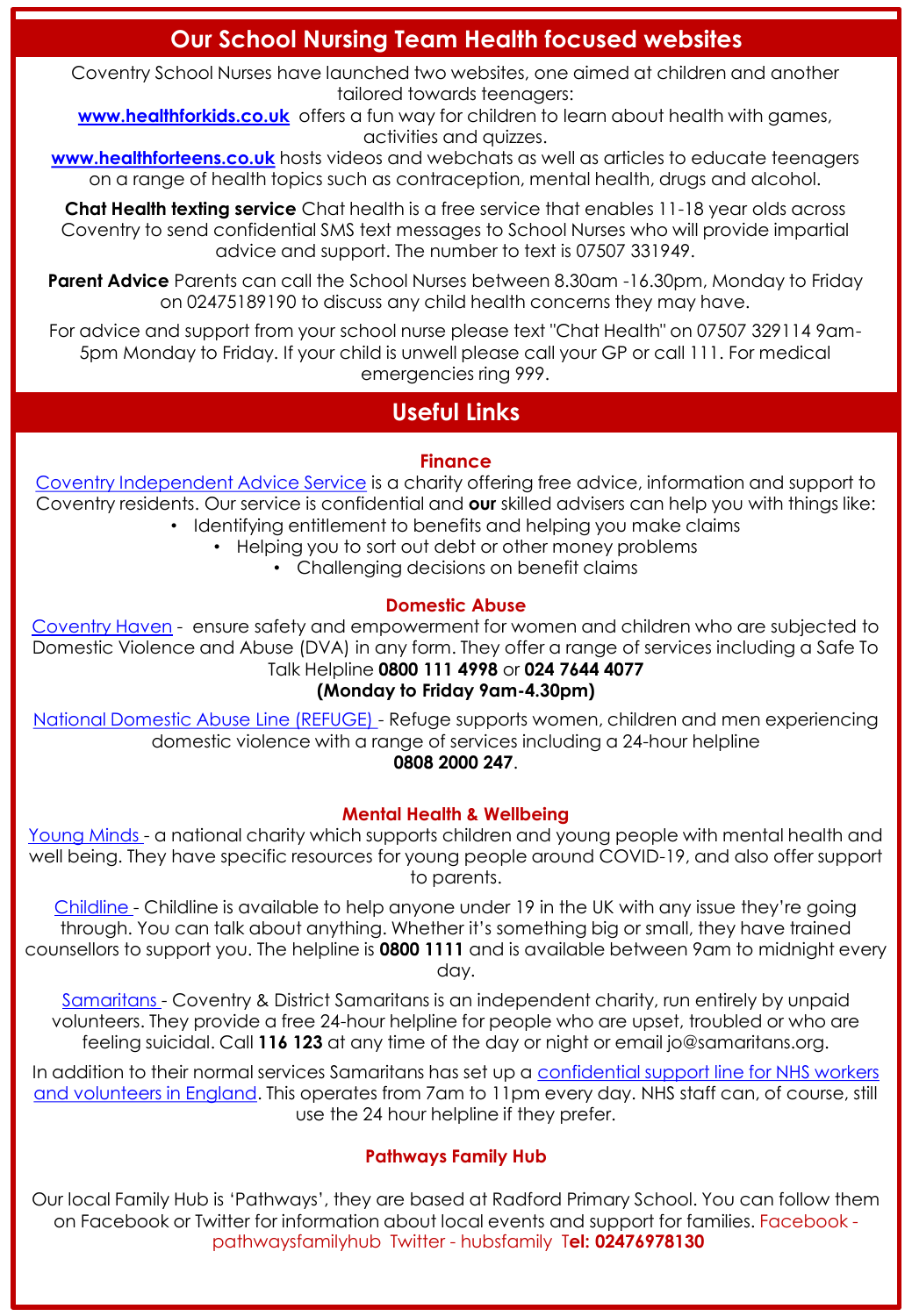## Our School Nursing Team Health focused websites

Coventry School Nurses have launched two websites, one aimed at children and another tailored towards teenagers:

**www.healthforkids.co.uk** offers a fun way for children to learn about health with games, activities and quizzes.

**www.healthforteens.co.uk** hosts videos and webchats as well as articles to educate teenagers on a range of health topics such as contraception, mental health, drugs and alcohol.

**Chat Health texting service** Chat health is a free service that enables 11-18 year olds across Coventry to send confidential SMS text messages to School Nurses who will provide impartial advice and support. The number to text is 07507 331949.

**Parent Advice** Parents can call the School Nurses between 8.30am -16.30pm, Monday to Friday on 02475189190 to discuss any child health concerns they may have.

For advice and support from your school nurse please text "Chat Health" on 07507 329114 9am-5pm Monday to Friday. If your child is unwell please call your GP or call 111. For medical emergencies ring 999.

## Useful Links

### Finance

Coventry Independent Advice Service is a charity offering free advice, information and support to Coventry residents. Our service is confidential and **our** skilled advisers can help you with things like:

- Identifying entitlement to benefits and helping you make claims
- Helping you to sort out debt or other money problems
- Challenging decisions on benefit claims

### Domestic Abuse

Coventry Haven - ensure safety and empowerment for women and children who are subjected to Domestic Violence and Abuse (DVA) in any form. They offer a range of services including a Safe To Talk Helpline **0800 111 4998** or **024 7644 4077**
**(Monday to Friday 9am-4.30pm)**

National Domestic Abuse Line (REFUGE) - Refuge supports women, children and men experiencing domestic violence with a range of services including a 24-hour helpline
**0808 2000 247**.

### Mental Health & Wellbeing

Young Minds - a national charity which supports children and young people with mental health and well being. They have specific resources for young people around COVID-19, and also offer support to parents.

Childline - Childline is available to help anyone under 19 in the UK with any issue they're going through. You can talk about anything. Whether it's something big or small, they have trained counsellors to support you. The helpline is **0800 1111** and is available between 9am to midnight every day.

Samaritans - Coventry & District Samaritans is an independent charity, run entirely by unpaid volunteers. They provide a free 24-hour helpline for people who are upset, troubled or who are feeling suicidal. Call **116 123** at any time of the day or night or email jo@samaritans.org.

In addition to their normal services Samaritans has set up a confidential support line for NHS workers and volunteers in England. This operates from 7am to 11pm every day. NHS staff can, of course, still use the 24 hour helpline if they prefer.

### Pathways Family Hub

Our local Family Hub is 'Pathways', they are based at Radford Primary School. You can follow them on Facebook or Twitter for information about local events and support for families. Facebook - pathwaysfamilyhub Twitter - hubsfamily T**el: 02476978130**